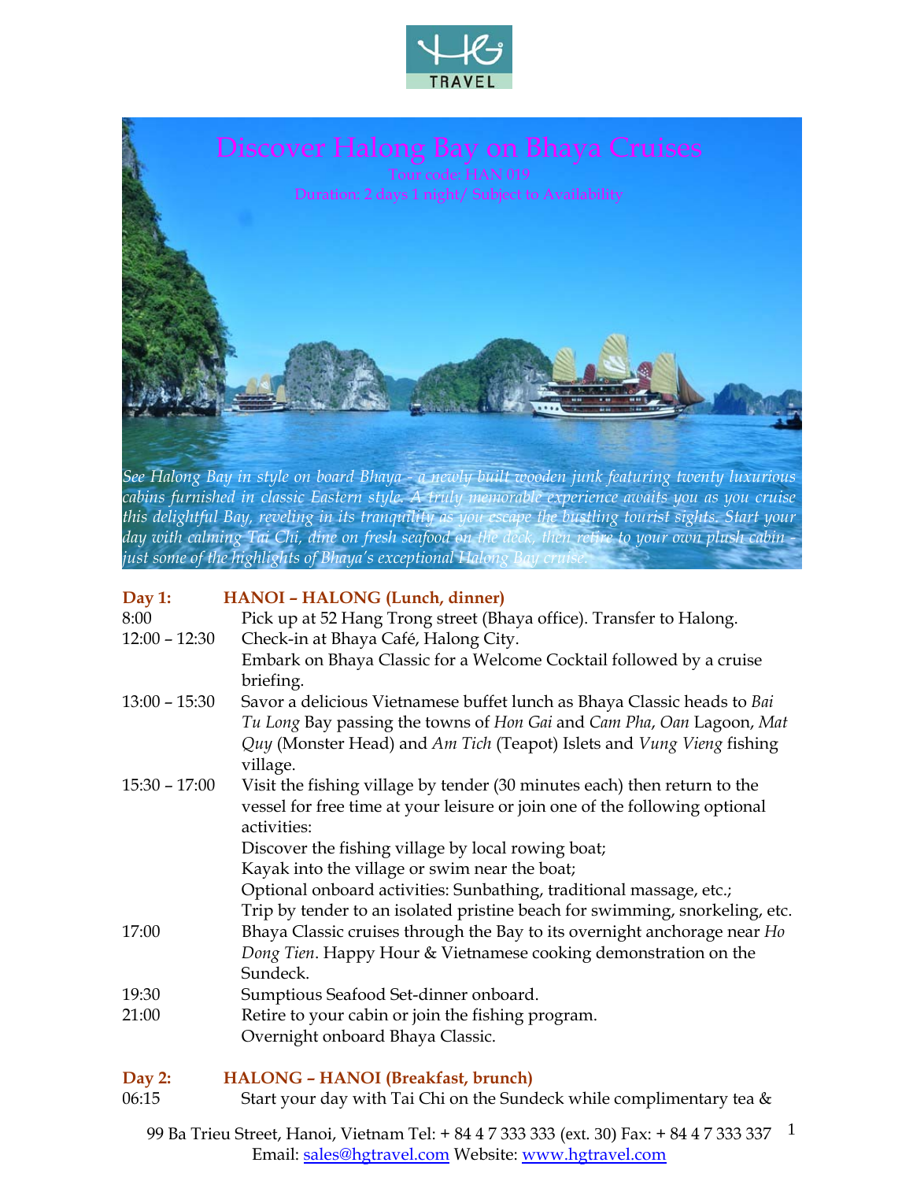# Discover Halong Bay on Bhaya Cruises

Tour code: HAN 019

Duration: 2 days 1 night/ Subject to Availability

*See Halong Bay in style on board Bhaya - a newly built wooden junk featuring twenty luxurious cabins furnished in classic Eastern style. A truly memorable experience awaits you as you cruise this delightful Bay, reveling in its tranquility as you escape the bustling tourist sights. Start your day with calming Tai Chi, dine on fresh seafood on the deck, then retire to your own plush cabin - just some of the highlights of Bhaya's exceptional Halong Bay cruise.*

## Day 1: HANOI – HALONG (Lunch, dinner)

| | |
|---|---|
| 8:00 | Pick up at 52 Hang Trong street (Bhaya office). Transfer to Halong. |
| 12:00 – 12:30 | Check-in at Bhaya Café, Halong City. Embark on Bhaya Classic for a Welcome Cocktail followed by a cruise briefing. |
| 13:00 – 15:30 | Savor a delicious Vietnamese buffet lunch as Bhaya Classic heads to *Bai Tu Long* Bay passing the towns of *Hon Gai* and *Cam Pha*, *Oan* Lagoon, *Mat Quy* (Monster Head) and *Am Tich* (Teapot) Islets and *Vung Vieng* fishing village. |
| 15:30 – 17:00 | Visit the fishing village by tender (30 minutes each) then return to the vessel for free time at your leisure or join one of the following optional activities:<br>Discover the fishing village by local rowing boat;<br>Kayak into the village or swim near the boat;<br>Optional onboard activities: Sunbathing, traditional massage, etc.;<br>Trip by tender to an isolated pristine beach for swimming, snorkeling, etc. |
| 17:00 | Bhaya Classic cruises through the Bay to its overnight anchorage near *Ho Dong Tien*. Happy Hour & Vietnamese cooking demonstration on the Sundeck. |
| 19:30 | Sumptious Seafood Set-dinner onboard. |
| 21:00 | Retire to your cabin or join the fishing program.<br>Overnight onboard Bhaya Classic. |

## Day 2: HALONG – HANOI (Breakfast, brunch)

| | |
|---|---|
| 06:15 | Start your day with Tai Chi on the Sundeck while complimentary tea & |

99 Ba Trieu Street, Hanoi, Vietnam Tel: + 84 4 7 333 333 (ext. 30) Fax: + 84 4 7 333 337
Email: sales@hgtravel.com Website: www.hgtravel.com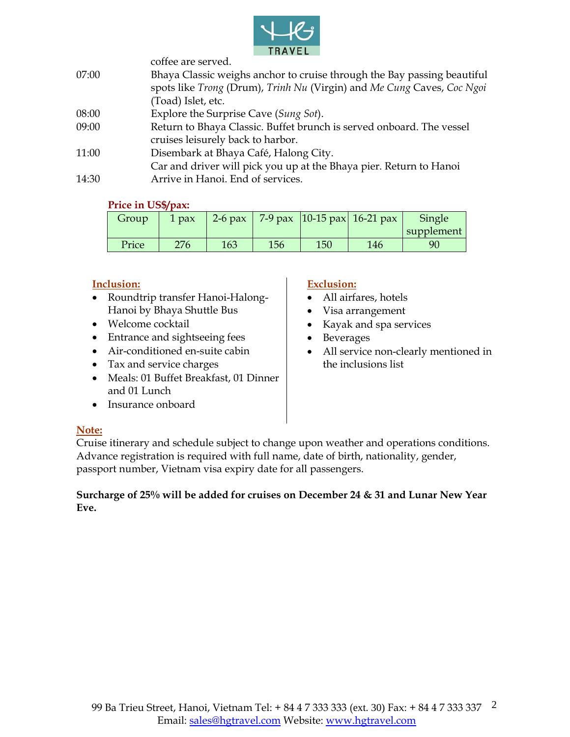coffee are served.

07:00 Bhaya Classic weighs anchor to cruise through the Bay passing beautiful spots like *Trong* (Drum), *Trinh Nu* (Virgin) and *Me Cung* Caves, *Coc Ngoi* (Toad) Islet, etc.

08:00 Explore the Surprise Cave (*Sung Sot*).

09:00 Return to Bhaya Classic. Buffet brunch is served onboard. The vessel cruises leisurely back to harbor.

11:00 Disembark at Bhaya Café, Halong City.
Car and driver will pick you up at the Bhaya pier. Return to Hanoi

14:30 Arrive in Hanoi. End of services.

**Price in US$/pax:**

| Group | 1 pax | 2-6 pax | 7-9 pax | 10-15 pax | 16-21 pax | Single supplement |
|---|---|---|---|---|---|---|
| Price | 276 | 163 | 156 | 150 | 146 | 90 |

**Inclusion:**

- Roundtrip transfer Hanoi-Halong-Hanoi by Bhaya Shuttle Bus
- Welcome cocktail
- Entrance and sightseeing fees
- Air-conditioned en-suite cabin
- Tax and service charges
- Meals: 01 Buffet Breakfast, 01 Dinner and 01 Lunch
- Insurance onboard

**Exclusion:**

- All airfares, hotels
- Visa arrangement
- Kayak and spa services
- Beverages
- All service non-clearly mentioned in the inclusions list

**Note:**

Cruise itinerary and schedule subject to change upon weather and operations conditions. Advance registration is required with full name, date of birth, nationality, gender, passport number, Vietnam visa expiry date for all passengers.

**Surcharge of 25% will be added for cruises on December 24 & 31 and Lunar New Year Eve.**